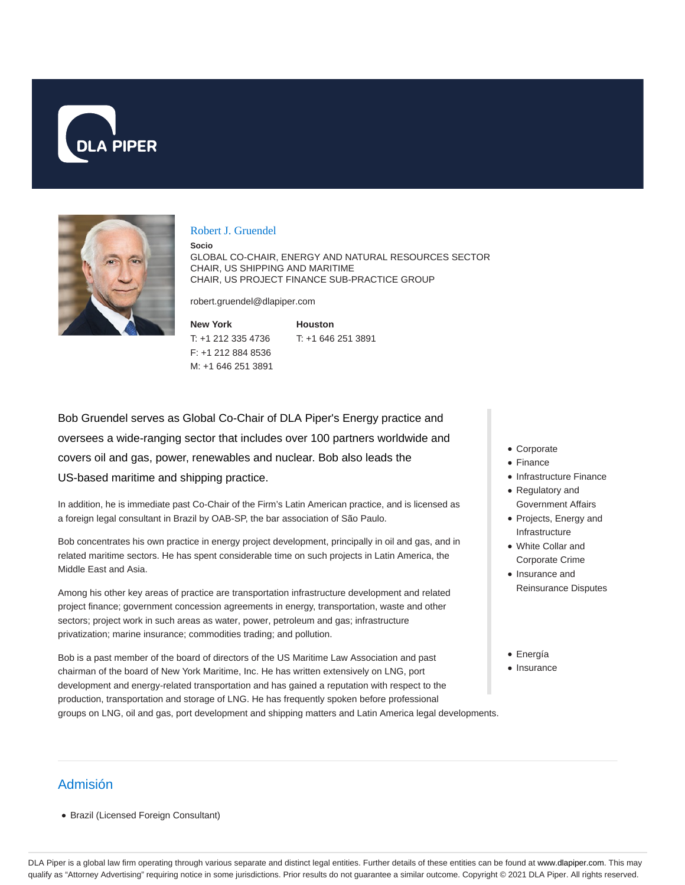# Robert J. Gruendel

**Socio**

GLOBAL CO-CHAIR, ENERGY AND NATURAL RESOURCES SECTOR
CHAIR, US SHIPPING AND MARITIME
CHAIR, US PROJECT FINANCE SUB-PRACTICE GROUP

robert.gruendel@dlapiper.com

**New York**
T: +1 212 335 4736
F: +1 212 884 8536
M: +1 646 251 3891

**Houston**
T: +1 646 251 3891

Bob Gruendel serves as Global Co-Chair of DLA Piper's Energy practice and oversees a wide-ranging sector that includes over 100 partners worldwide and covers oil and gas, power, renewables and nuclear. Bob also leads the US-based maritime and shipping practice.

In addition, he is immediate past Co-Chair of the Firm's Latin American practice, and is licensed as a foreign legal consultant in Brazil by OAB-SP, the bar association of São Paulo.

Bob concentrates his own practice in energy project development, principally in oil and gas, and in related maritime sectors. He has spent considerable time on such projects in Latin America, the Middle East and Asia.

Among his other key areas of practice are transportation infrastructure development and related project finance; government concession agreements in energy, transportation, waste and other sectors; project work in such areas as water, power, petroleum and gas; infrastructure privatization; marine insurance; commodities trading; and pollution.

Bob is a past member of the board of directors of the US Maritime Law Association and past chairman of the board of New York Maritime, Inc. He has written extensively on LNG, port development and energy-related transportation and has gained a reputation with respect to the production, transportation and storage of LNG. He has frequently spoken before professional groups on LNG, oil and gas, port development and shipping matters and Latin America legal developments.

- Corporate
- Finance
- Infrastructure Finance
- Regulatory and Government Affairs
- Projects, Energy and Infrastructure
- White Collar and Corporate Crime
- Insurance and Reinsurance Disputes

- Energía
- Insurance

## Admisión

- Brazil (Licensed Foreign Consultant)

DLA Piper is a global law firm operating through various separate and distinct legal entities. Further details of these entities can be found at www.dlapiper.com. This may qualify as "Attorney Advertising" requiring notice in some jurisdictions. Prior results do not guarantee a similar outcome. Copyright © 2021 DLA Piper. All rights reserved.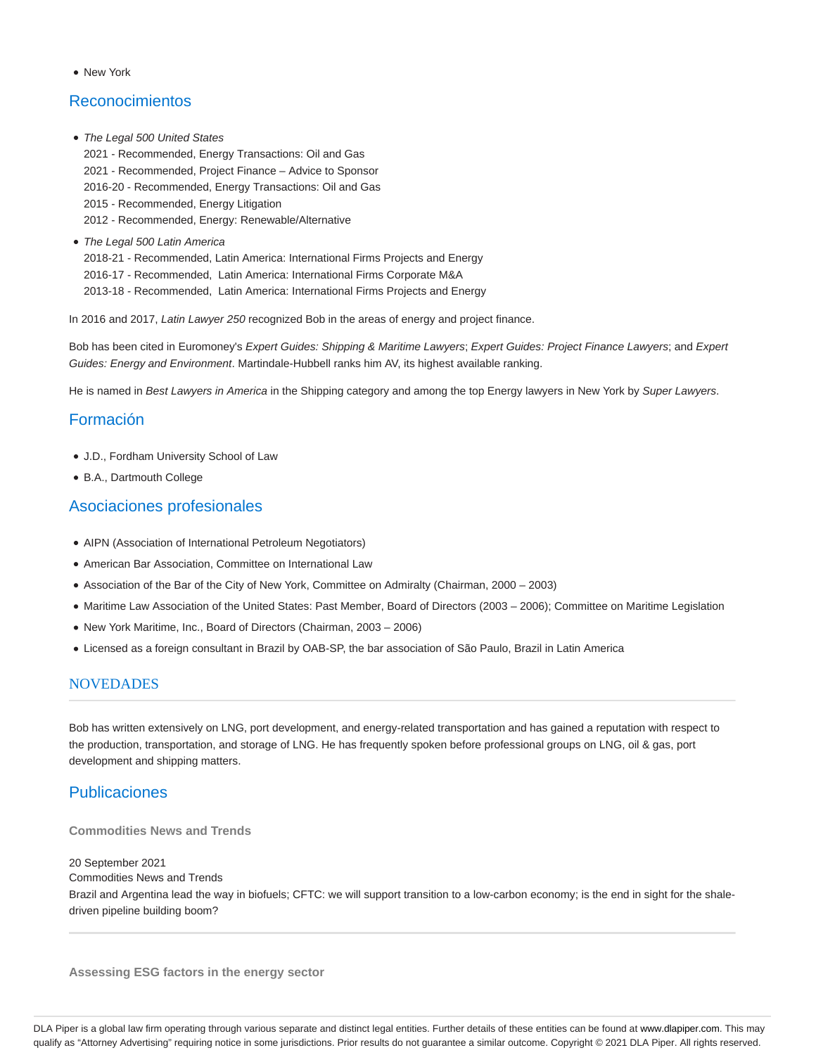- New York

## Reconocimientos

- *The Legal 500 United States*
  2021 - Recommended, Energy Transactions: Oil and Gas
  2021 - Recommended, Project Finance – Advice to Sponsor
  2016-20 - Recommended, Energy Transactions: Oil and Gas
  2015 - Recommended, Energy Litigation
  2012 - Recommended, Energy: Renewable/Alternative
- *The Legal 500 Latin America*
  2018-21 - Recommended, Latin America: International Firms Projects and Energy
  2016-17 - Recommended, Latin America: International Firms Corporate M&A
  2013-18 - Recommended, Latin America: International Firms Projects and Energy

In 2016 and 2017, *Latin Lawyer 250* recognized Bob in the areas of energy and project finance.

Bob has been cited in Euromoney's *Expert Guides: Shipping & Maritime Lawyers*; *Expert Guides: Project Finance Lawyers*; and *Expert Guides: Energy and Environment*. Martindale-Hubbell ranks him AV, its highest available ranking.

He is named in *Best Lawyers in America* in the Shipping category and among the top Energy lawyers in New York by *Super Lawyers*.

## Formación

- J.D., Fordham University School of Law
- B.A., Dartmouth College

## Asociaciones profesionales

- AIPN (Association of International Petroleum Negotiators)
- American Bar Association, Committee on International Law
- Association of the Bar of the City of New York, Committee on Admiralty (Chairman, 2000 – 2003)
- Maritime Law Association of the United States: Past Member, Board of Directors (2003 – 2006); Committee on Maritime Legislation
- New York Maritime, Inc., Board of Directors (Chairman, 2003 – 2006)
- Licensed as a foreign consultant in Brazil by OAB-SP, the bar association of São Paulo, Brazil in Latin America

## NOVEDADES

Bob has written extensively on LNG, port development, and energy-related transportation and has gained a reputation with respect to the production, transportation, and storage of LNG. He has frequently spoken before professional groups on LNG, oil & gas, port development and shipping matters.

## Publicaciones

### Commodities News and Trends

20 September 2021
Commodities News and Trends
Brazil and Argentina lead the way in biofuels; CFTC: we will support transition to a low-carbon economy; is the end in sight for the shale-driven pipeline building boom?

### Assessing ESG factors in the energy sector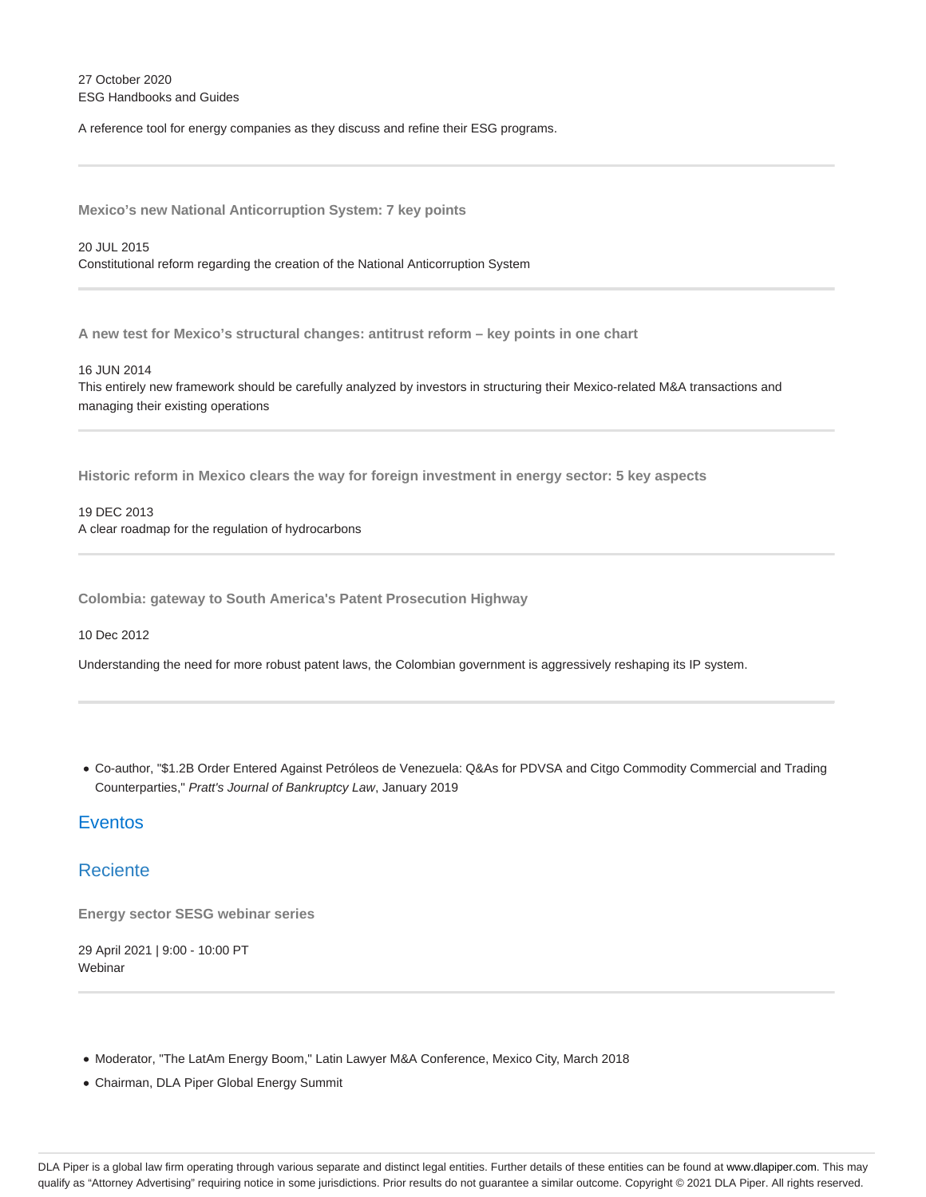27 October 2020
ESG Handbooks and Guides

A reference tool for energy companies as they discuss and refine their ESG programs.

---

**Mexico's new National Anticorruption System: 7 key points**

20 JUL 2015
Constitutional reform regarding the creation of the National Anticorruption System

---

**A new test for Mexico's structural changes: antitrust reform – key points in one chart**

16 JUN 2014
This entirely new framework should be carefully analyzed by investors in structuring their Mexico-related M&A transactions and managing their existing operations

---

**Historic reform in Mexico clears the way for foreign investment in energy sector: 5 key aspects**

19 DEC 2013
A clear roadmap for the regulation of hydrocarbons

---

**Colombia: gateway to South America's Patent Prosecution Highway**

10 Dec 2012

Understanding the need for more robust patent laws, the Colombian government is aggressively reshaping its IP system.

---

- Co-author, "$1.2B Order Entered Against Petróleos de Venezuela: Q&As for PDVSA and Citgo Commodity Commercial and Trading Counterparties," *Pratt's Journal of Bankruptcy Law*, January 2019

## Eventos

## Reciente

**Energy sector SESG webinar series**

29 April 2021 | 9:00 - 10:00 PT
Webinar

---

- Moderator, "The LatAm Energy Boom," Latin Lawyer M&A Conference, Mexico City, March 2018
- Chairman, DLA Piper Global Energy Summit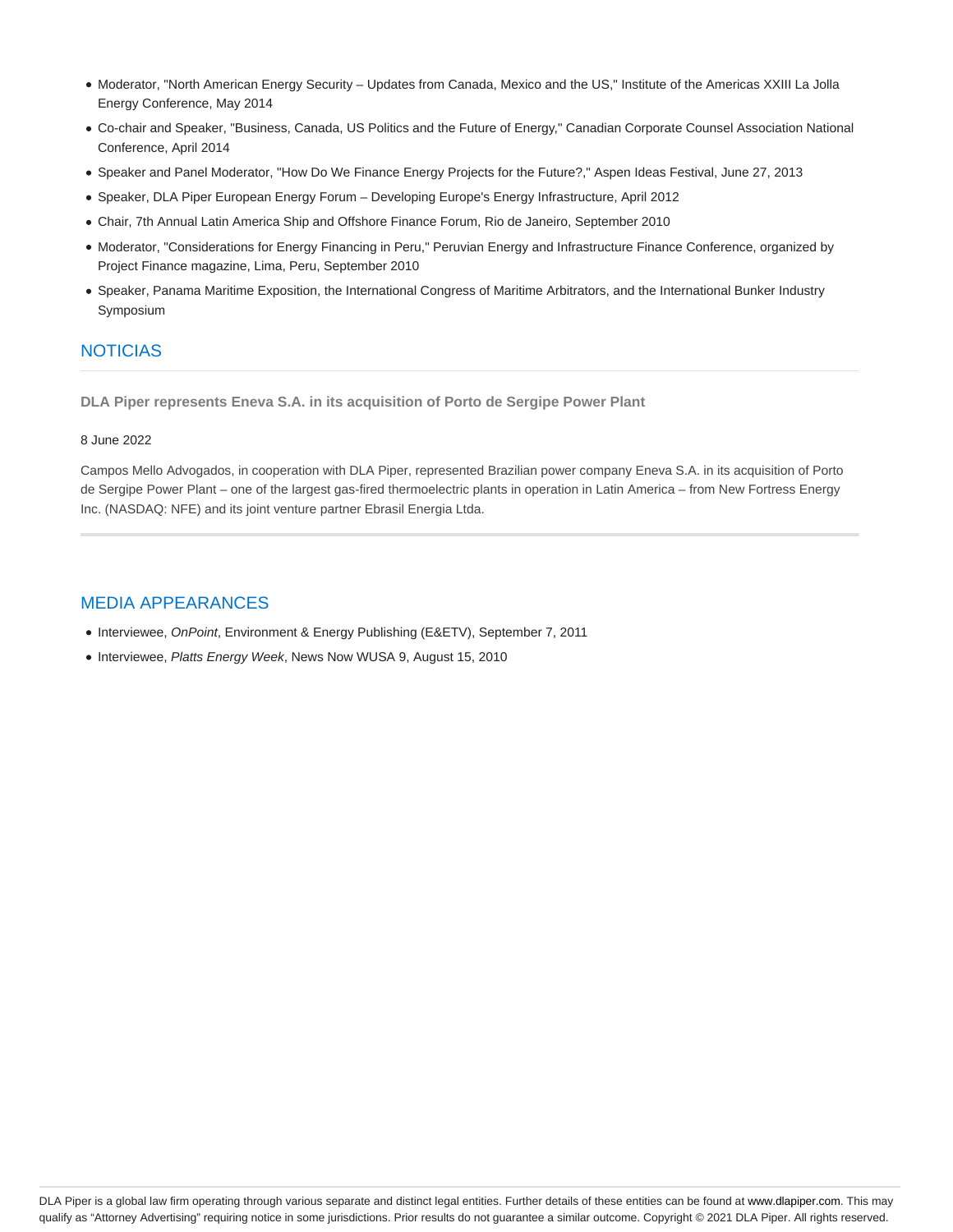- Moderator, "North American Energy Security – Updates from Canada, Mexico and the US," Institute of the Americas XXIII La Jolla Energy Conference, May 2014
- Co-chair and Speaker, "Business, Canada, US Politics and the Future of Energy," Canadian Corporate Counsel Association National Conference, April 2014
- Speaker and Panel Moderator, "How Do We Finance Energy Projects for the Future?," Aspen Ideas Festival, June 27, 2013
- Speaker, DLA Piper European Energy Forum – Developing Europe's Energy Infrastructure, April 2012
- Chair, 7th Annual Latin America Ship and Offshore Finance Forum, Rio de Janeiro, September 2010
- Moderator, "Considerations for Energy Financing in Peru," Peruvian Energy and Infrastructure Finance Conference, organized by Project Finance magazine, Lima, Peru, September 2010
- Speaker, Panama Maritime Exposition, the International Congress of Maritime Arbitrators, and the International Bunker Industry Symposium

## NOTICIAS

**DLA Piper represents Eneva S.A. in its acquisition of Porto de Sergipe Power Plant**

8 June 2022

Campos Mello Advogados, in cooperation with DLA Piper, represented Brazilian power company Eneva S.A. in its acquisition of Porto de Sergipe Power Plant – one of the largest gas-fired thermoelectric plants in operation in Latin America – from New Fortress Energy Inc. (NASDAQ: NFE) and its joint venture partner Ebrasil Energia Ltda.

## MEDIA APPEARANCES

- Interviewee, *OnPoint*, Environment & Energy Publishing (E&ETV), September 7, 2011
- Interviewee, *Platts Energy Week*, News Now WUSA 9, August 15, 2010

DLA Piper is a global law firm operating through various separate and distinct legal entities. Further details of these entities can be found at www.dlapiper.com. This may qualify as "Attorney Advertising" requiring notice in some jurisdictions. Prior results do not guarantee a similar outcome. Copyright © 2021 DLA Piper. All rights reserved.